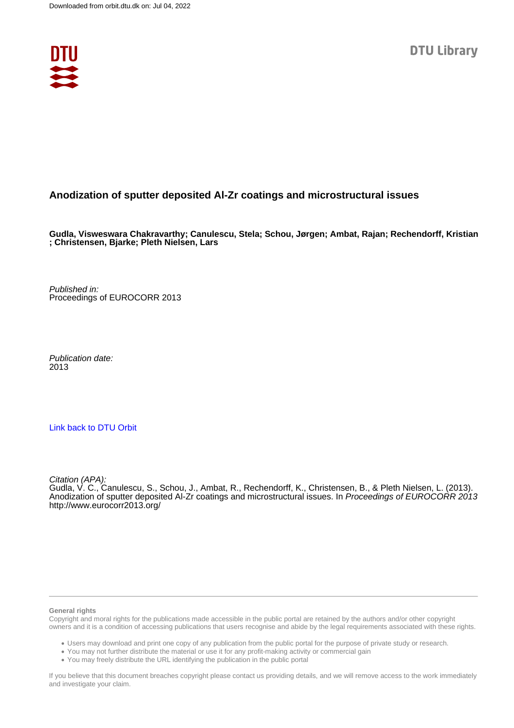Downloaded from orbit.dtu.dk on: Jul 04, 2022

DTU Library

# Anodization of sputter deposited Al-Zr coatings and microstructural issues

**Gudla, Visweswara Chakravarthy; Canulescu, Stela; Schou, Jørgen; Ambat, Rajan; Rechendorff, Kristian ; Christensen, Bjarke; Pleth Nielsen, Lars**

*Published in:*
Proceedings of EUROCORR 2013

*Publication date:*
2013

[Link back to DTU Orbit](#)

*Citation (APA):*
Gudla, V. C., Canulescu, S., Schou, J., Ambat, R., Rechendorff, K., Christensen, B., & Pleth Nielsen, L. (2013). Anodization of sputter deposited Al-Zr coatings and microstructural issues. In *Proceedings of EUROCORR 2013* http://www.eurocorr2013.org/

---

**General rights**

Copyright and moral rights for the publications made accessible in the public portal are retained by the authors and/or other copyright owners and it is a condition of accessing publications that users recognise and abide by the legal requirements associated with these rights.

- Users may download and print one copy of any publication from the public portal for the purpose of private study or research.
- You may not further distribute the material or use it for any profit-making activity or commercial gain
- You may freely distribute the URL identifying the publication in the public portal

If you believe that this document breaches copyright please contact us providing details, and we will remove access to the work immediately and investigate your claim.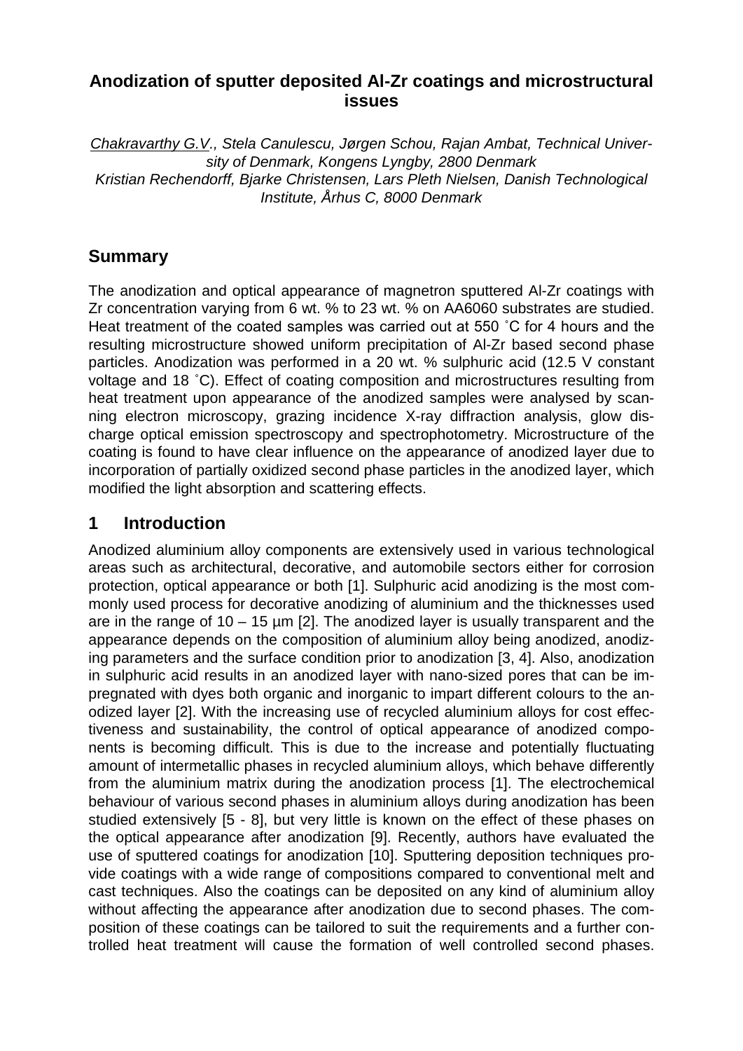# Anodization of sputter deposited Al-Zr coatings and microstructural issues

*Chakravarthy G.V., Stela Canulescu, Jørgen Schou, Rajan Ambat, Technical University of Denmark, Kongens Lyngby, 2800 Denmark*
*Kristian Rechendorff, Bjarke Christensen, Lars Pleth Nielsen, Danish Technological Institute, Århus C, 8000 Denmark*

## Summary

The anodization and optical appearance of magnetron sputtered Al-Zr coatings with Zr concentration varying from 6 wt. % to 23 wt. % on AA6060 substrates are studied. Heat treatment of the coated samples was carried out at 550 ˚C for 4 hours and the resulting microstructure showed uniform precipitation of Al-Zr based second phase particles. Anodization was performed in a 20 wt. % sulphuric acid (12.5 V constant voltage and 18 ˚C). Effect of coating composition and microstructures resulting from heat treatment upon appearance of the anodized samples were analysed by scanning electron microscopy, grazing incidence X-ray diffraction analysis, glow discharge optical emission spectroscopy and spectrophotometry. Microstructure of the coating is found to have clear influence on the appearance of anodized layer due to incorporation of partially oxidized second phase particles in the anodized layer, which modified the light absorption and scattering effects.

## 1 Introduction

Anodized aluminium alloy components are extensively used in various technological areas such as architectural, decorative, and automobile sectors either for corrosion protection, optical appearance or both [1]. Sulphuric acid anodizing is the most commonly used process for decorative anodizing of aluminium and the thicknesses used are in the range of 10 – 15 µm [2]. The anodized layer is usually transparent and the appearance depends on the composition of aluminium alloy being anodized, anodizing parameters and the surface condition prior to anodization [3, 4]. Also, anodization in sulphuric acid results in an anodized layer with nano-sized pores that can be impregnated with dyes both organic and inorganic to impart different colours to the anodized layer [2]. With the increasing use of recycled aluminium alloys for cost effectiveness and sustainability, the control of optical appearance of anodized components is becoming difficult. This is due to the increase and potentially fluctuating amount of intermetallic phases in recycled aluminium alloys, which behave differently from the aluminium matrix during the anodization process [1]. The electrochemical behaviour of various second phases in aluminium alloys during anodization has been studied extensively [5 - 8], but very little is known on the effect of these phases on the optical appearance after anodization [9]. Recently, authors have evaluated the use of sputtered coatings for anodization [10]. Sputtering deposition techniques provide coatings with a wide range of compositions compared to conventional melt and cast techniques. Also the coatings can be deposited on any kind of aluminium alloy without affecting the appearance after anodization due to second phases. The composition of these coatings can be tailored to suit the requirements and a further controlled heat treatment will cause the formation of well controlled second phases.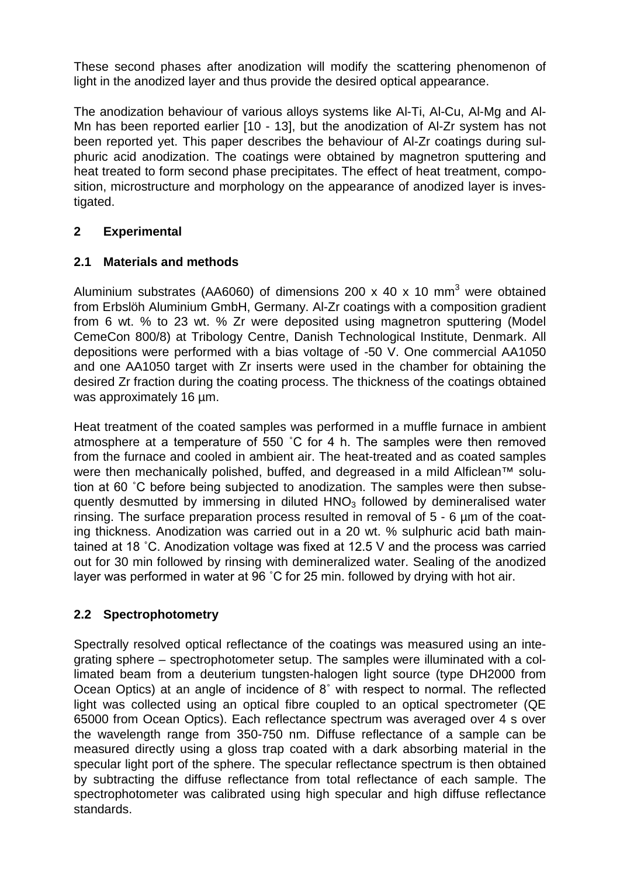These second phases after anodization will modify the scattering phenomenon of light in the anodized layer and thus provide the desired optical appearance.

The anodization behaviour of various alloys systems like Al-Ti, Al-Cu, Al-Mg and Al-Mn has been reported earlier [10 - 13], but the anodization of Al-Zr system has not been reported yet. This paper describes the behaviour of Al-Zr coatings during sulphuric acid anodization. The coatings were obtained by magnetron sputtering and heat treated to form second phase precipitates. The effect of heat treatment, composition, microstructure and morphology on the appearance of anodized layer is investigated.

## 2 Experimental

### 2.1 Materials and methods

Aluminium substrates (AA6060) of dimensions 200 x 40 x 10 mm$^3$ were obtained from Erbslöh Aluminium GmbH, Germany. Al-Zr coatings with a composition gradient from 6 wt. % to 23 wt. % Zr were deposited using magnetron sputtering (Model CemeCon 800/8) at Tribology Centre, Danish Technological Institute, Denmark. All depositions were performed with a bias voltage of -50 V. One commercial AA1050 and one AA1050 target with Zr inserts were used in the chamber for obtaining the desired Zr fraction during the coating process. The thickness of the coatings obtained was approximately 16 µm.

Heat treatment of the coated samples was performed in a muffle furnace in ambient atmosphere at a temperature of 550 ˚C for 4 h. The samples were then removed from the furnace and cooled in ambient air. The heat-treated and as coated samples were then mechanically polished, buffed, and degreased in a mild Alficlean™ solution at 60 ˚C before being subjected to anodization. The samples were then subsequently desmutted by immersing in diluted $HNO_3$ followed by demineralised water rinsing. The surface preparation process resulted in removal of 5 - 6 µm of the coating thickness. Anodization was carried out in a 20 wt. % sulphuric acid bath maintained at 18 ˚C. Anodization voltage was fixed at 12.5 V and the process was carried out for 30 min followed by rinsing with demineralized water. Sealing of the anodized layer was performed in water at 96 ˚C for 25 min. followed by drying with hot air.

### 2.2 Spectrophotometry

Spectrally resolved optical reflectance of the coatings was measured using an integrating sphere – spectrophotometer setup. The samples were illuminated with a collimated beam from a deuterium tungsten-halogen light source (type DH2000 from Ocean Optics) at an angle of incidence of 8˚ with respect to normal. The reflected light was collected using an optical fibre coupled to an optical spectrometer (QE 65000 from Ocean Optics). Each reflectance spectrum was averaged over 4 s over the wavelength range from 350-750 nm. Diffuse reflectance of a sample can be measured directly using a gloss trap coated with a dark absorbing material in the specular light port of the sphere. The specular reflectance spectrum is then obtained by subtracting the diffuse reflectance from total reflectance of each sample. The spectrophotometer was calibrated using high specular and high diffuse reflectance standards.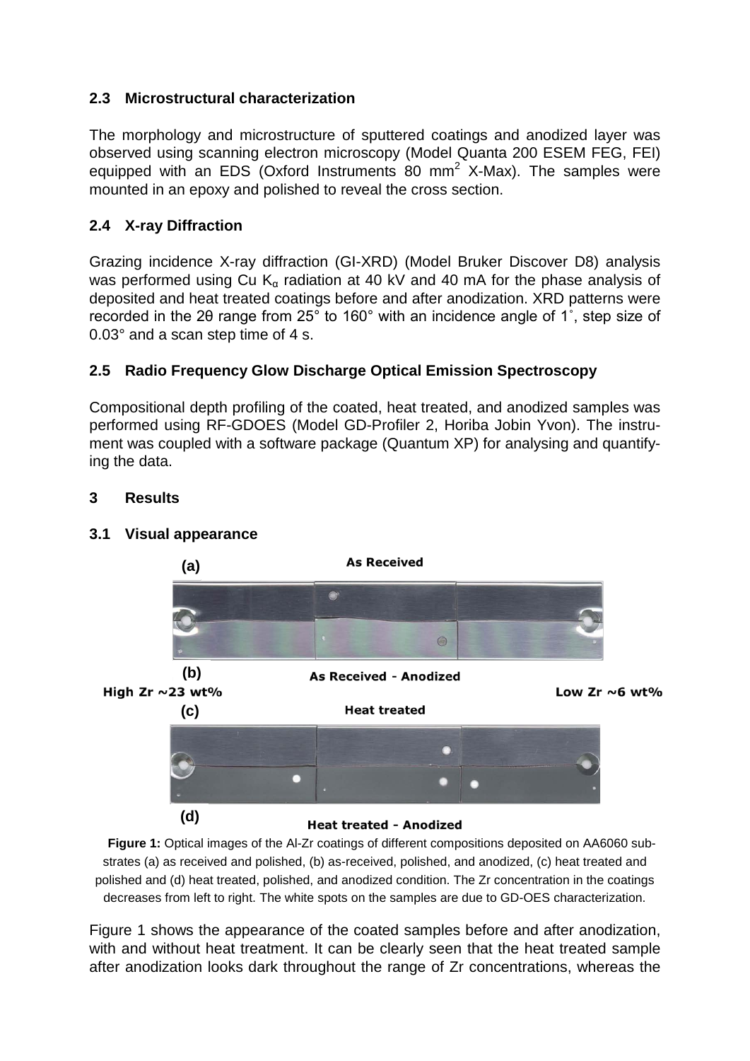### 2.3 Microstructural characterization

The morphology and microstructure of sputtered coatings and anodized layer was observed using scanning electron microscopy (Model Quanta 200 ESEM FEG, FEI) equipped with an EDS (Oxford Instruments 80 $mm^2$ X-Max). The samples were mounted in an epoxy and polished to reveal the cross section.

### 2.4 X-ray Diffraction

Grazing incidence X-ray diffraction (GI-XRD) (Model Bruker Discover D8) analysis was performed using Cu $K_\alpha$ radiation at 40 kV and 40 mA for the phase analysis of deposited and heat treated coatings before and after anodization. XRD patterns were recorded in the 2θ range from 25° to 160° with an incidence angle of 1°, step size of 0.03° and a scan step time of 4 s.

### 2.5 Radio Frequency Glow Discharge Optical Emission Spectroscopy

Compositional depth profiling of the coated, heat treated, and anodized samples was performed using RF-GDOES (Model GD-Profiler 2, Horiba Jobin Yvon). The instrument was coupled with a software package (Quantum XP) for analysing and quantifying the data.

## 3 Results

### 3.1 Visual appearance

(a) As Received

(b) As Received - Anodized

High Zr ~23 wt% — Low Zr ~6 wt%

(c) Heat treated

(d) Heat treated - Anodized

**Figure 1:** Optical images of the Al-Zr coatings of different compositions deposited on AA6060 substrates (a) as received and polished, (b) as-received, polished, and anodized, (c) heat treated and polished and (d) heat treated, polished, and anodized condition. The Zr concentration in the coatings decreases from left to right. The white spots on the samples are due to GD-OES characterization.

Figure 1 shows the appearance of the coated samples before and after anodization, with and without heat treatment. It can be clearly seen that the heat treated sample after anodization looks dark throughout the range of Zr concentrations, whereas the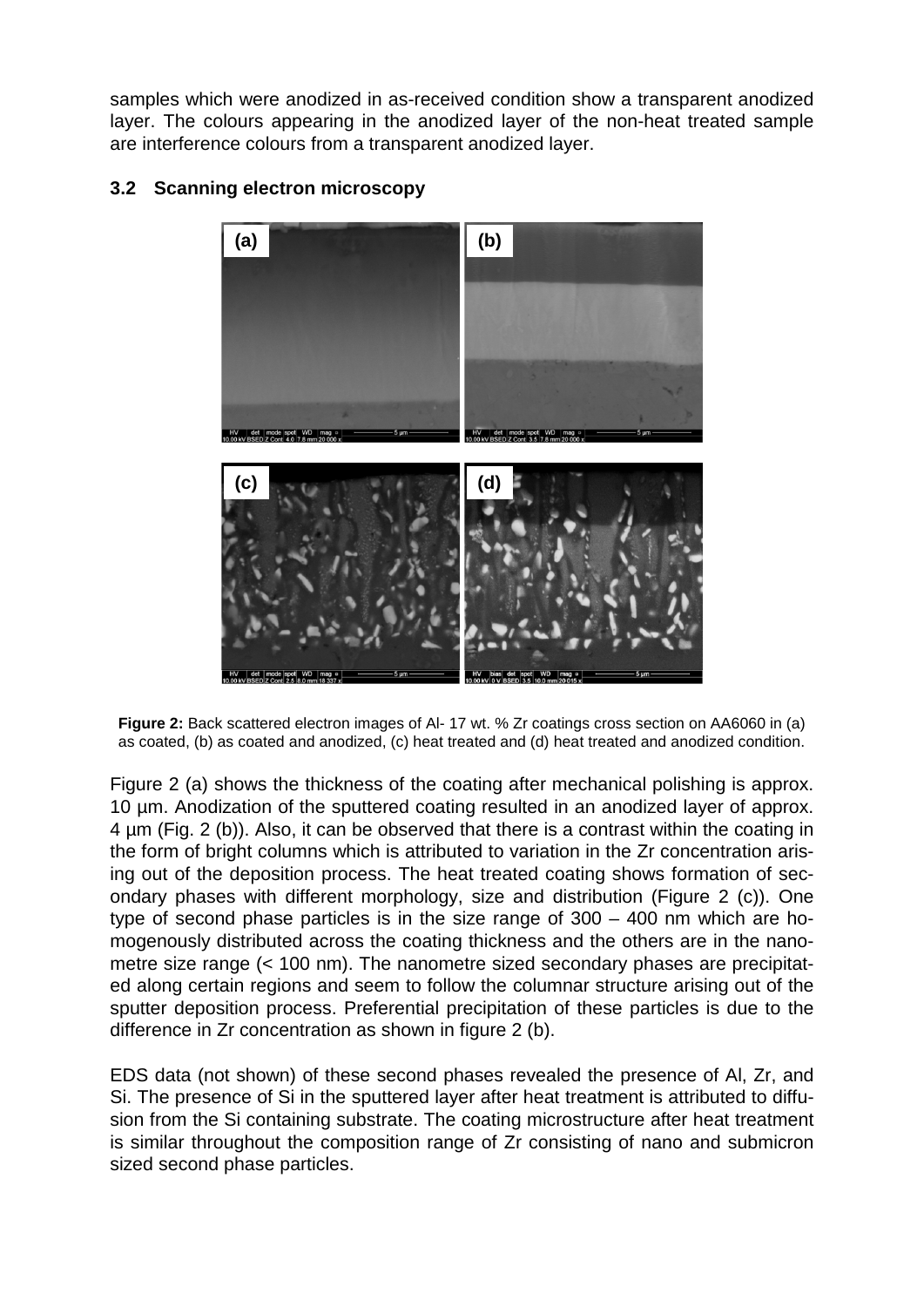samples which were anodized in as-received condition show a transparent anodized layer. The colours appearing in the anodized layer of the non-heat treated sample are interference colours from a transparent anodized layer.

### 3.2 Scanning electron microscopy

**Figure 2:** Back scattered electron images of Al- 17 wt. % Zr coatings cross section on AA6060 in (a) as coated, (b) as coated and anodized, (c) heat treated and (d) heat treated and anodized condition.

Figure 2 (a) shows the thickness of the coating after mechanical polishing is approx. 10 µm. Anodization of the sputtered coating resulted in an anodized layer of approx. 4 µm (Fig. 2 (b)). Also, it can be observed that there is a contrast within the coating in the form of bright columns which is attributed to variation in the Zr concentration arising out of the deposition process. The heat treated coating shows formation of secondary phases with different morphology, size and distribution (Figure 2 (c)). One type of second phase particles is in the size range of 300 – 400 nm which are homogenously distributed across the coating thickness and the others are in the nanometre size range (< 100 nm). The nanometre sized secondary phases are precipitated along certain regions and seem to follow the columnar structure arising out of the sputter deposition process. Preferential precipitation of these particles is due to the difference in Zr concentration as shown in figure 2 (b).

EDS data (not shown) of these second phases revealed the presence of Al, Zr, and Si. The presence of Si in the sputtered layer after heat treatment is attributed to diffusion from the Si containing substrate. The coating microstructure after heat treatment is similar throughout the composition range of Zr consisting of nano and submicron sized second phase particles.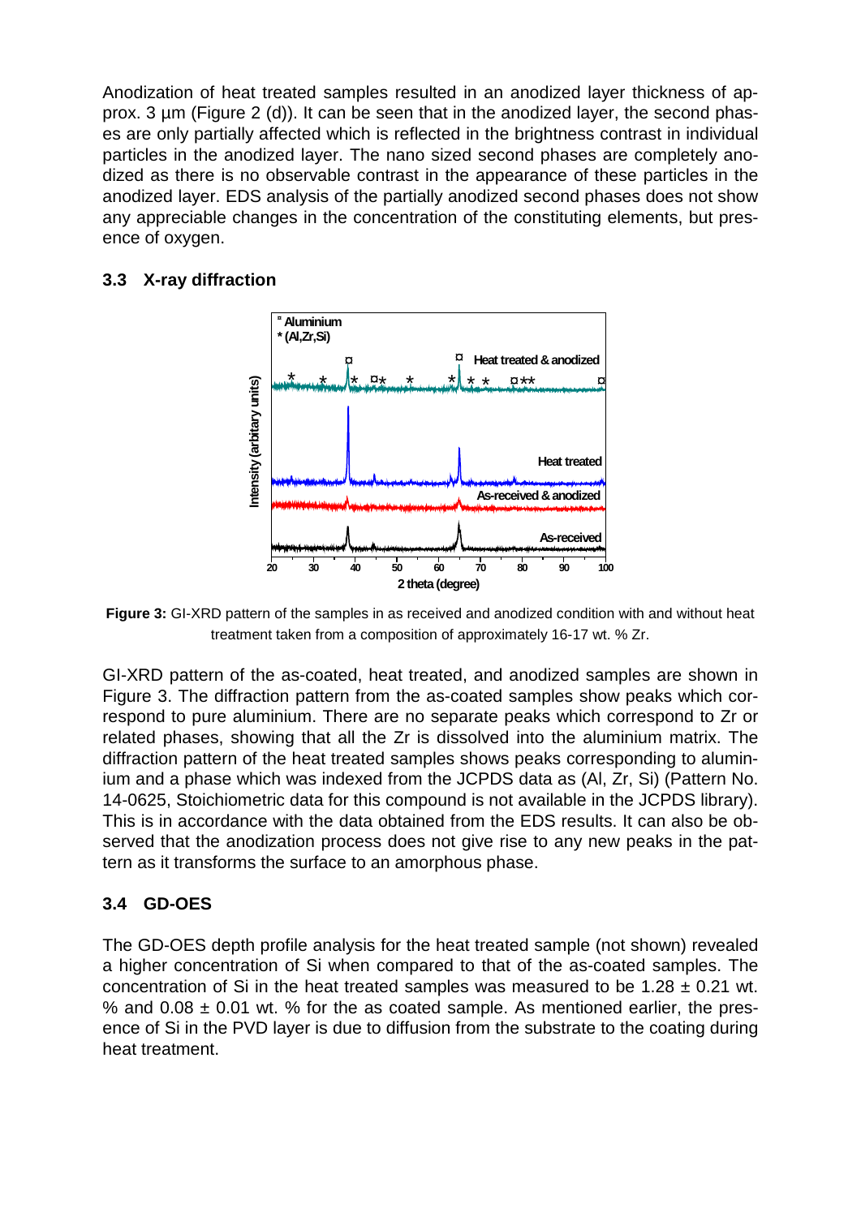Anodization of heat treated samples resulted in an anodized layer thickness of approx. 3 µm (Figure 2 (d)). It can be seen that in the anodized layer, the second phases are only partially affected which is reflected in the brightness contrast in individual particles in the anodized layer. The nano sized second phases are completely anodized as there is no observable contrast in the appearance of these particles in the anodized layer. EDS analysis of the partially anodized second phases does not show any appreciable changes in the concentration of the constituting elements, but presence of oxygen.

## 3.3 X-ray diffraction

**Figure 3:** GI-XRD pattern of the samples in as received and anodized condition with and without heat treatment taken from a composition of approximately 16-17 wt. % Zr.

GI-XRD pattern of the as-coated, heat treated, and anodized samples are shown in Figure 3. The diffraction pattern from the as-coated samples show peaks which correspond to pure aluminium. There are no separate peaks which correspond to Zr or related phases, showing that all the Zr is dissolved into the aluminium matrix. The diffraction pattern of the heat treated samples shows peaks corresponding to aluminium and a phase which was indexed from the JCPDS data as (Al, Zr, Si) (Pattern No. 14-0625, Stoichiometric data for this compound is not available in the JCPDS library). This is in accordance with the data obtained from the EDS results. It can also be observed that the anodization process does not give rise to any new peaks in the pattern as it transforms the surface to an amorphous phase.

## 3.4 GD-OES

The GD-OES depth profile analysis for the heat treated sample (not shown) revealed a higher concentration of Si when compared to that of the as-coated samples. The concentration of Si in the heat treated samples was measured to be 1.28 ± 0.21 wt. % and 0.08 ± 0.01 wt. % for the as coated sample. As mentioned earlier, the presence of Si in the PVD layer is due to diffusion from the substrate to the coating during heat treatment.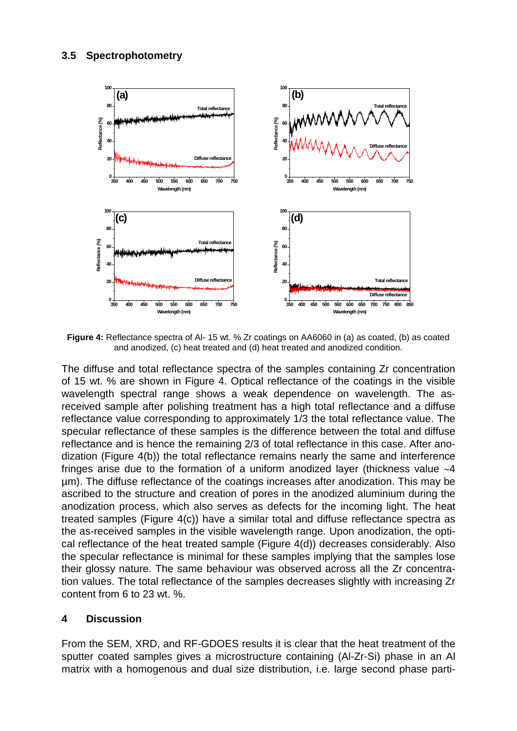### 3.5 Spectrophotometry

**Figure 4:** Reflectance spectra of Al- 15 wt. % Zr coatings on AA6060 in (a) as coated, (b) as coated and anodized, (c) heat treated and (d) heat treated and anodized condition.

The diffuse and total reflectance spectra of the samples containing Zr concentration of 15 wt. % are shown in Figure 4. Optical reflectance of the coatings in the visible wavelength spectral range shows a weak dependence on wavelength. The as-received sample after polishing treatment has a high total reflectance and a diffuse reflectance value corresponding to approximately 1/3 the total reflectance value. The specular reflectance of these samples is the difference between the total and diffuse reflectance and is hence the remaining 2/3 of total reflectance in this case. After anodization (Figure 4(b)) the total reflectance remains nearly the same and interference fringes arise due to the formation of a uniform anodized layer (thickness value ~4 µm). The diffuse reflectance of the coatings increases after anodization. This may be ascribed to the structure and creation of pores in the anodized aluminium during the anodization process, which also serves as defects for the incoming light. The heat treated samples (Figure 4(c)) have a similar total and diffuse reflectance spectra as the as-received samples in the visible wavelength range. Upon anodization, the optical reflectance of the heat treated sample (Figure 4(d)) decreases considerably. Also the specular reflectance is minimal for these samples implying that the samples lose their glossy nature. The same behaviour was observed across all the Zr concentration values. The total reflectance of the samples decreases slightly with increasing Zr content from 6 to 23 wt. %.

## 4 Discussion

From the SEM, XRD, and RF-GDOES results it is clear that the heat treatment of the sputter coated samples gives a microstructure containing (Al-Zr-Si) phase in an Al matrix with a homogenous and dual size distribution, i.e. large second phase parti-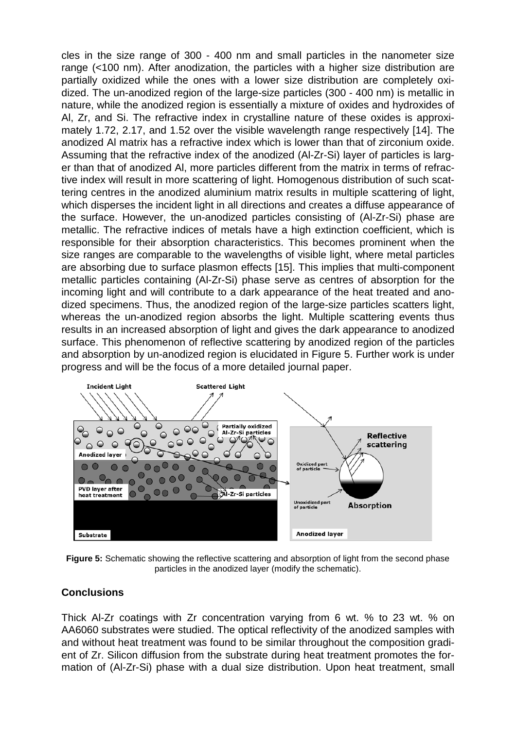cles in the size range of 300 - 400 nm and small particles in the nanometer size range (<100 nm). After anodization, the particles with a higher size distribution are partially oxidized while the ones with a lower size distribution are completely oxidized. The un-anodized region of the large-size particles (300 - 400 nm) is metallic in nature, while the anodized region is essentially a mixture of oxides and hydroxides of Al, Zr, and Si. The refractive index in crystalline nature of these oxides is approximately 1.72, 2.17, and 1.52 over the visible wavelength range respectively [14]. The anodized Al matrix has a refractive index which is lower than that of zirconium oxide. Assuming that the refractive index of the anodized (Al-Zr-Si) layer of particles is larger than that of anodized Al, more particles different from the matrix in terms of refractive index will result in more scattering of light. Homogenous distribution of such scattering centres in the anodized aluminium matrix results in multiple scattering of light, which disperses the incident light in all directions and creates a diffuse appearance of the surface. However, the un-anodized particles consisting of (Al-Zr-Si) phase are metallic. The refractive indices of metals have a high extinction coefficient, which is responsible for their absorption characteristics. This becomes prominent when the size ranges are comparable to the wavelengths of visible light, where metal particles are absorbing due to surface plasmon effects [15]. This implies that multi-component metallic particles containing (Al-Zr-Si) phase serve as centres of absorption for the incoming light and will contribute to a dark appearance of the heat treated and anodized specimens. Thus, the anodized region of the large-size particles scatters light, whereas the un-anodized region absorbs the light. Multiple scattering events thus results in an increased absorption of light and gives the dark appearance to anodized surface. This phenomenon of reflective scattering by anodized region of the particles and absorption by un-anodized region is elucidated in Figure 5. Further work is under progress and will be the focus of a more detailed journal paper.

**Figure 5:** Schematic showing the reflective scattering and absorption of light from the second phase particles in the anodized layer (modify the schematic).

## Conclusions

Thick Al-Zr coatings with Zr concentration varying from 6 wt. % to 23 wt. % on AA6060 substrates were studied. The optical reflectivity of the anodized samples with and without heat treatment was found to be similar throughout the composition gradient of Zr. Silicon diffusion from the substrate during heat treatment promotes the formation of (Al-Zr-Si) phase with a dual size distribution. Upon heat treatment, small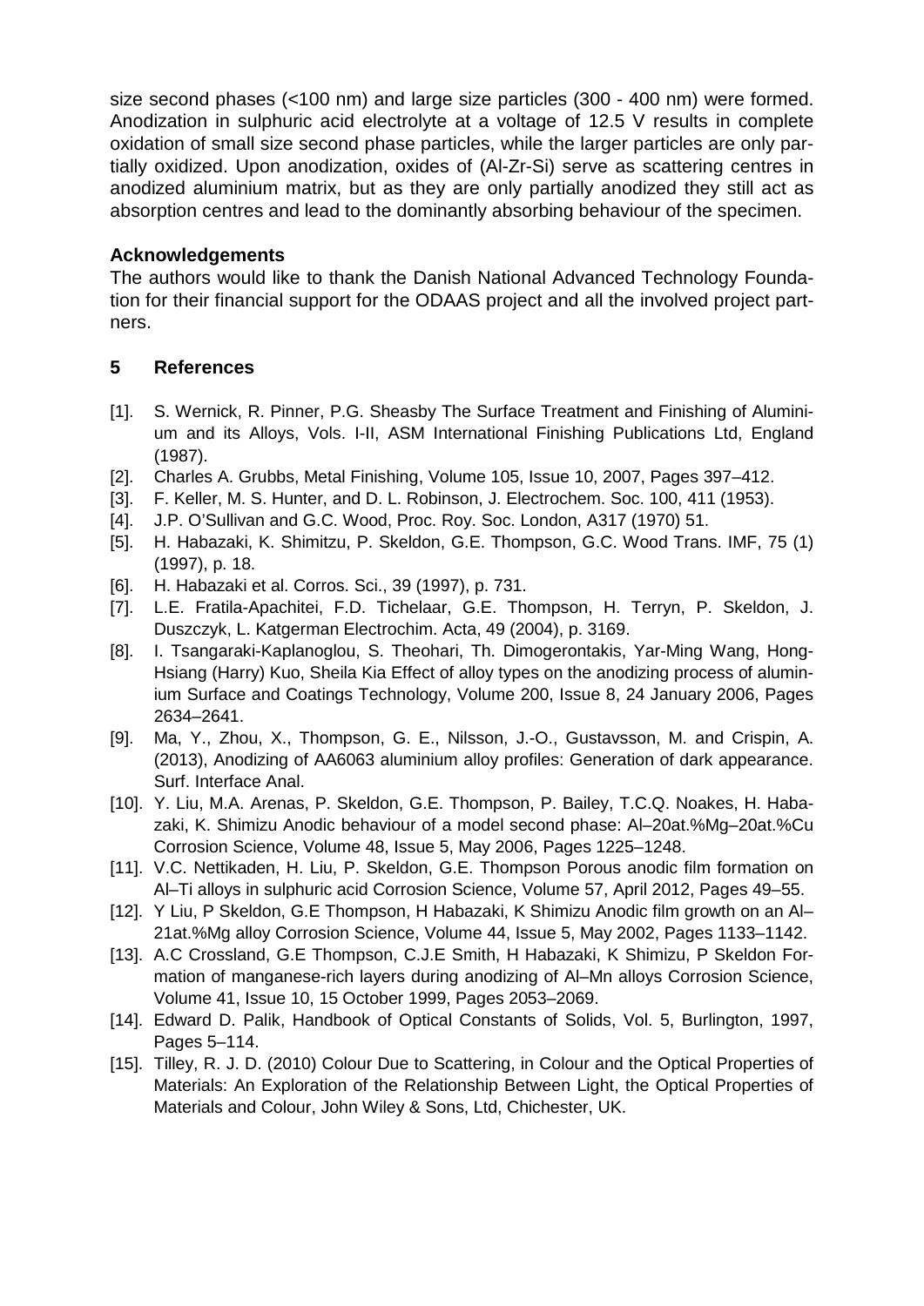size second phases (<100 nm) and large size particles (300 - 400 nm) were formed. Anodization in sulphuric acid electrolyte at a voltage of 12.5 V results in complete oxidation of small size second phase particles, while the larger particles are only partially oxidized. Upon anodization, oxides of (Al-Zr-Si) serve as scattering centres in anodized aluminium matrix, but as they are only partially anodized they still act as absorption centres and lead to the dominantly absorbing behaviour of the specimen.

### Acknowledgements

The authors would like to thank the Danish National Advanced Technology Foundation for their financial support for the ODAAS project and all the involved project partners.

## 5 References

[1]. S. Wernick, R. Pinner, P.G. Sheasby The Surface Treatment and Finishing of Aluminium and its Alloys, Vols. I-II, ASM International Finishing Publications Ltd, England (1987).

[2]. Charles A. Grubbs, Metal Finishing, Volume 105, Issue 10, 2007, Pages 397–412.

[3]. F. Keller, M. S. Hunter, and D. L. Robinson, J. Electrochem. Soc. 100, 411 (1953).

[4]. J.P. O'Sullivan and G.C. Wood, Proc. Roy. Soc. London, A317 (1970) 51.

[5]. H. Habazaki, K. Shimitzu, P. Skeldon, G.E. Thompson, G.C. Wood Trans. IMF, 75 (1) (1997), p. 18.

[6]. H. Habazaki et al. Corros. Sci., 39 (1997), p. 731.

[7]. L.E. Fratila-Apachitei, F.D. Tichelaar, G.E. Thompson, H. Terryn, P. Skeldon, J. Duszczyk, L. Katgerman Electrochim. Acta, 49 (2004), p. 3169.

[8]. I. Tsangaraki-Kaplanoglou, S. Theohari, Th. Dimogerontakis, Yar-Ming Wang, Hong-Hsiang (Harry) Kuo, Sheila Kia Effect of alloy types on the anodizing process of aluminium Surface and Coatings Technology, Volume 200, Issue 8, 24 January 2006, Pages 2634–2641.

[9]. Ma, Y., Zhou, X., Thompson, G. E., Nilsson, J.-O., Gustavsson, M. and Crispin, A. (2013), Anodizing of AA6063 aluminium alloy profiles: Generation of dark appearance. Surf. Interface Anal.

[10]. Y. Liu, M.A. Arenas, P. Skeldon, G.E. Thompson, P. Bailey, T.C.Q. Noakes, H. Habazaki, K. Shimizu Anodic behaviour of a model second phase: Al–20at.%Mg–20at.%Cu Corrosion Science, Volume 48, Issue 5, May 2006, Pages 1225–1248.

[11]. V.C. Nettikaden, H. Liu, P. Skeldon, G.E. Thompson Porous anodic film formation on Al–Ti alloys in sulphuric acid Corrosion Science, Volume 57, April 2012, Pages 49–55.

[12]. Y Liu, P Skeldon, G.E Thompson, H Habazaki, K Shimizu Anodic film growth on an Al–21at.%Mg alloy Corrosion Science, Volume 44, Issue 5, May 2002, Pages 1133–1142.

[13]. A.C Crossland, G.E Thompson, C.J.E Smith, H Habazaki, K Shimizu, P Skeldon Formation of manganese-rich layers during anodizing of Al–Mn alloys Corrosion Science, Volume 41, Issue 10, 15 October 1999, Pages 2053–2069.

[14]. Edward D. Palik, Handbook of Optical Constants of Solids, Vol. 5, Burlington, 1997, Pages 5–114.

[15]. Tilley, R. J. D. (2010) Colour Due to Scattering, in Colour and the Optical Properties of Materials: An Exploration of the Relationship Between Light, the Optical Properties of Materials and Colour, John Wiley & Sons, Ltd, Chichester, UK.